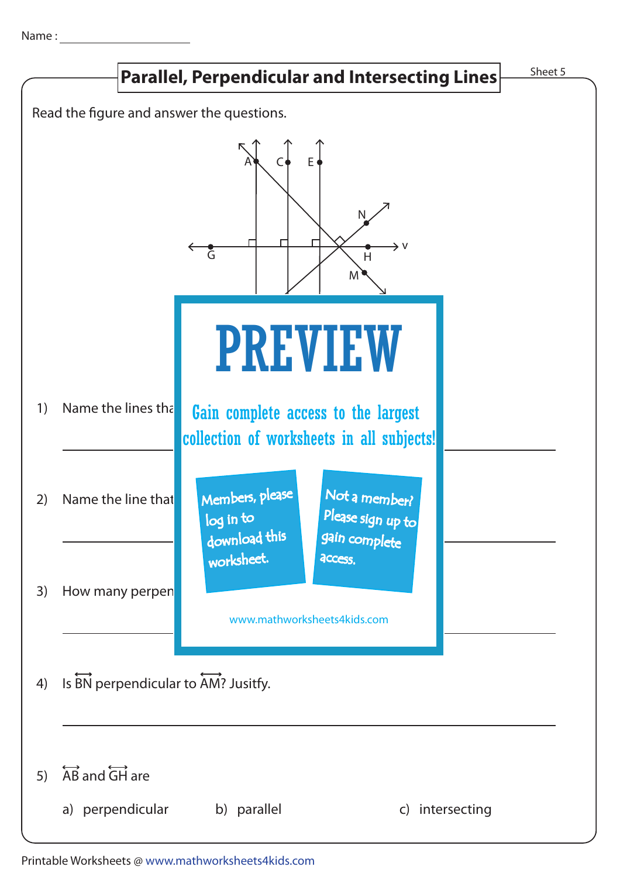Name : ____________________

# Parallel, Perpendicular and Intersecting Lines

Sheet 5

Read the figure and answer the questions.

A C E N G H V M

PREVIEW

Gain complete access to the largest collection of worksheets in all subjects!

Members, please log in to download this worksheet.

Not a member? Please sign up to gain complete access.

www.mathworksheets4kids.com

1) Name the lines tha

2) Name the line that

3) How many perpen

4) Is $\overleftrightarrow{BN}$ perpendicular to $\overleftrightarrow{AM}$? Jusitfy.

5) $\overleftrightarrow{AB}$ and $\overleftrightarrow{GH}$ are

   a) perpendicular   b) parallel   c) intersecting

Printable Worksheets @ www.mathworksheets4kids.com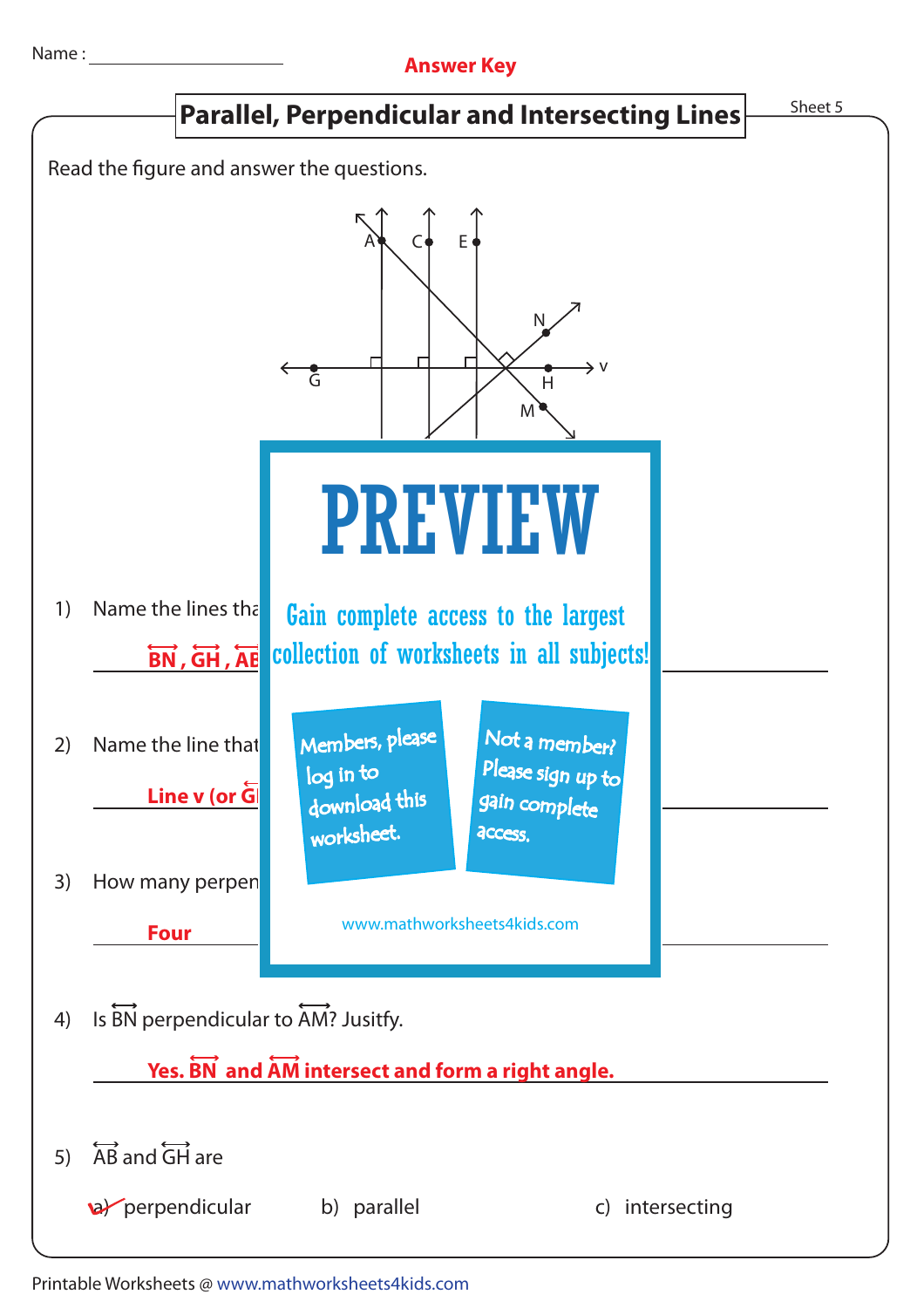Name : ____________________

**Answer Key**

# Parallel, Perpendicular and Intersecting Lines

Sheet 5

Read the figure and answer the questions.

A C E N G H v M

PREVIEW

Gain complete access to the largest collection of worksheets in all subjects!

Members, please log in to download this worksheet.

Not a member? Please sign up to gain complete access.

www.mathworksheets4kids.com

1) Name the lines tha

$\overleftrightarrow{BN}$, $\overleftrightarrow{GH}$, $\overleftrightarrow{AB}$

2) Name the line that

Line v (or $\overleftrightarrow{GH}$

3) How many perpen

Four

4) Is $\overleftrightarrow{BN}$ perpendicular to $\overleftrightarrow{AM}$? Jusitfy.

Yes. $\overleftrightarrow{BN}$ and $\overleftrightarrow{AM}$ intersect and form a right angle.

5) $\overleftrightarrow{AB}$ and $\overleftrightarrow{GH}$ are

a) perpendicular ✓ b) parallel c) intersecting

Printable Worksheets @ www.mathworksheets4kids.com